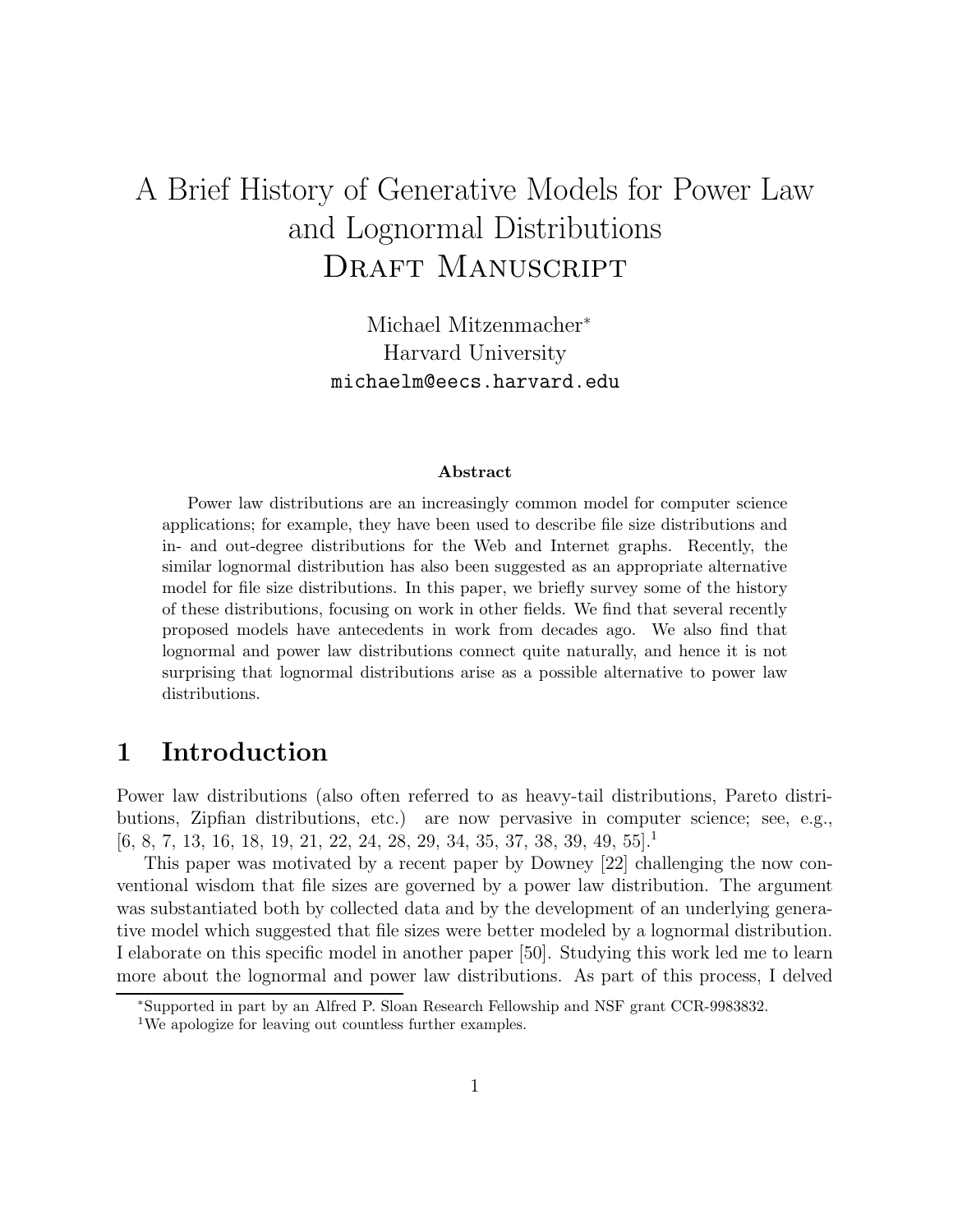# A Brief History of Generative Models for Power Law and Lognormal Distributions
## Draft Manuscript

Michael Mitzenmacher*
Harvard University
michaelm@eecs.harvard.edu

**Abstract**

Power law distributions are an increasingly common model for computer science applications; for example, they have been used to describe file size distributions and in- and out-degree distributions for the Web and Internet graphs. Recently, the similar lognormal distribution has also been suggested as an appropriate alternative model for file size distributions. In this paper, we briefly survey some of the history of these distributions, focusing on work in other fields. We find that several recently proposed models have antecedents in work from decades ago. We also find that lognormal and power law distributions connect quite naturally, and hence it is not surprising that lognormal distributions arise as a possible alternative to power law distributions.

## 1 Introduction

Power law distributions (also often referred to as heavy-tail distributions, Pareto distributions, Zipfian distributions, etc.) are now pervasive in computer science; see, e.g., [6, 8, 7, 13, 16, 18, 19, 21, 22, 24, 28, 29, 34, 35, 37, 38, 39, 49, 55].[1]

This paper was motivated by a recent paper by Downey [22] challenging the now conventional wisdom that file sizes are governed by a power law distribution. The argument was substantiated both by collected data and by the development of an underlying generative model which suggested that file sizes were better modeled by a lognormal distribution. I elaborate on this specific model in another paper [50]. Studying this work led me to learn more about the lognormal and power law distributions. As part of this process, I delved

*Supported in part by an Alfred P. Sloan Research Fellowship and NSF grant CCR-9983832.

[1] We apologize for leaving out countless further examples.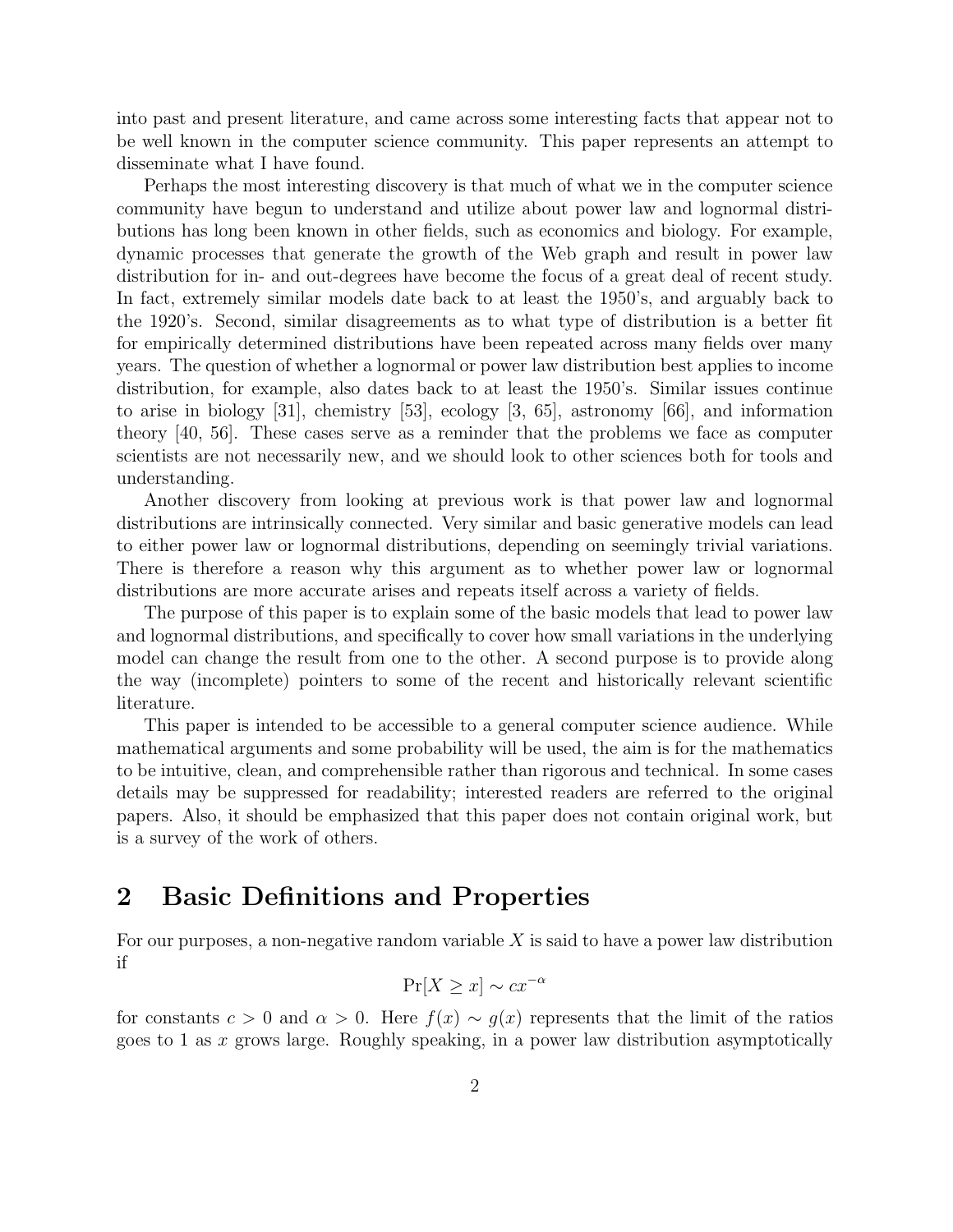into past and present literature, and came across some interesting facts that appear not to be well known in the computer science community. This paper represents an attempt to disseminate what I have found.

Perhaps the most interesting discovery is that much of what we in the computer science community have begun to understand and utilize about power law and lognormal distributions has long been known in other fields, such as economics and biology. For example, dynamic processes that generate the growth of the Web graph and result in power law distribution for in- and out-degrees have become the focus of a great deal of recent study. In fact, extremely similar models date back to at least the 1950's, and arguably back to the 1920's. Second, similar disagreements as to what type of distribution is a better fit for empirically determined distributions have been repeated across many fields over many years. The question of whether a lognormal or power law distribution best applies to income distribution, for example, also dates back to at least the 1950's. Similar issues continue to arise in biology [31], chemistry [53], ecology [3, 65], astronomy [66], and information theory [40, 56]. These cases serve as a reminder that the problems we face as computer scientists are not necessarily new, and we should look to other sciences both for tools and understanding.

Another discovery from looking at previous work is that power law and lognormal distributions are intrinsically connected. Very similar and basic generative models can lead to either power law or lognormal distributions, depending on seemingly trivial variations. There is therefore a reason why this argument as to whether power law or lognormal distributions are more accurate arises and repeats itself across a variety of fields.

The purpose of this paper is to explain some of the basic models that lead to power law and lognormal distributions, and specifically to cover how small variations in the underlying model can change the result from one to the other. A second purpose is to provide along the way (incomplete) pointers to some of the recent and historically relevant scientific literature.

This paper is intended to be accessible to a general computer science audience. While mathematical arguments and some probability will be used, the aim is for the mathematics to be intuitive, clean, and comprehensible rather than rigorous and technical. In some cases details may be suppressed for readability; interested readers are referred to the original papers. Also, it should be emphasized that this paper does not contain original work, but is a survey of the work of others.

## 2 Basic Definitions and Properties

For our purposes, a non-negative random variable $X$ is said to have a power law distribution if

$$\Pr[X \geq x] \sim cx^{-\alpha}$$

for constants $c > 0$ and $\alpha > 0$. Here $f(x) \sim g(x)$ represents that the limit of the ratios goes to 1 as $x$ grows large. Roughly speaking, in a power law distribution asymptotically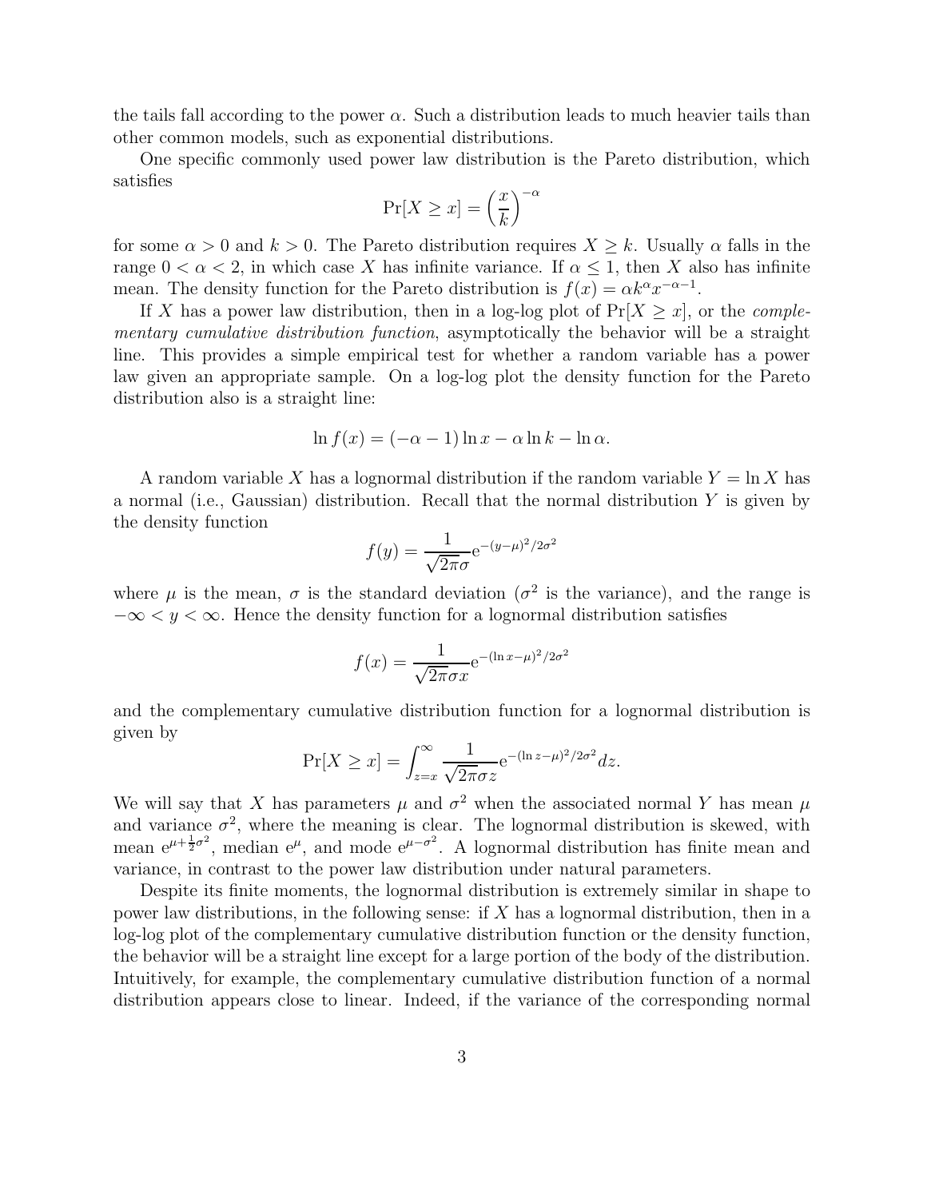the tails fall according to the power $\alpha$. Such a distribution leads to much heavier tails than other common models, such as exponential distributions.

One specific commonly used power law distribution is the Pareto distribution, which satisfies

$$\Pr[X \geq x] = \left(\frac{x}{k}\right)^{-\alpha}$$

for some $\alpha > 0$ and $k > 0$. The Pareto distribution requires $X \geq k$. Usually $\alpha$ falls in the range $0 < \alpha < 2$, in which case $X$ has infinite variance. If $\alpha \leq 1$, then $X$ also has infinite mean. The density function for the Pareto distribution is $f(x) = \alpha k^{\alpha} x^{-\alpha-1}$.

If $X$ has a power law distribution, then in a log-log plot of $\Pr[X \geq x]$, or the *complementary cumulative distribution function*, asymptotically the behavior will be a straight line. This provides a simple empirical test for whether a random variable has a power law given an appropriate sample. On a log-log plot the density function for the Pareto distribution also is a straight line:

$$\ln f(x) = (-\alpha - 1)\ln x - \alpha \ln k - \ln \alpha.$$

A random variable $X$ has a lognormal distribution if the random variable $Y = \ln X$ has a normal (i.e., Gaussian) distribution. Recall that the normal distribution $Y$ is given by the density function

$$f(y) = \frac{1}{\sqrt{2\pi}\sigma} \mathrm{e}^{-(y-\mu)^2/2\sigma^2}$$

where $\mu$ is the mean, $\sigma$ is the standard deviation ($\sigma^2$ is the variance), and the range is $-\infty < y < \infty$. Hence the density function for a lognormal distribution satisfies

$$f(x) = \frac{1}{\sqrt{2\pi}\sigma x} \mathrm{e}^{-(\ln x-\mu)^2/2\sigma^2}$$

and the complementary cumulative distribution function for a lognormal distribution is given by

$$\Pr[X \geq x] = \int_{z=x}^{\infty} \frac{1}{\sqrt{2\pi}\sigma z} \mathrm{e}^{-(\ln z-\mu)^2/2\sigma^2} dz.$$

We will say that $X$ has parameters $\mu$ and $\sigma^2$ when the associated normal $Y$ has mean $\mu$ and variance $\sigma^2$, where the meaning is clear. The lognormal distribution is skewed, with mean $\mathrm{e}^{\mu+\frac{1}{2}\sigma^2}$, median $\mathrm{e}^{\mu}$, and mode $\mathrm{e}^{\mu-\sigma^2}$. A lognormal distribution has finite mean and variance, in contrast to the power law distribution under natural parameters.

Despite its finite moments, the lognormal distribution is extremely similar in shape to power law distributions, in the following sense: if $X$ has a lognormal distribution, then in a log-log plot of the complementary cumulative distribution function or the density function, the behavior will be a straight line except for a large portion of the body of the distribution. Intuitively, for example, the complementary cumulative distribution function of a normal distribution appears close to linear. Indeed, if the variance of the corresponding normal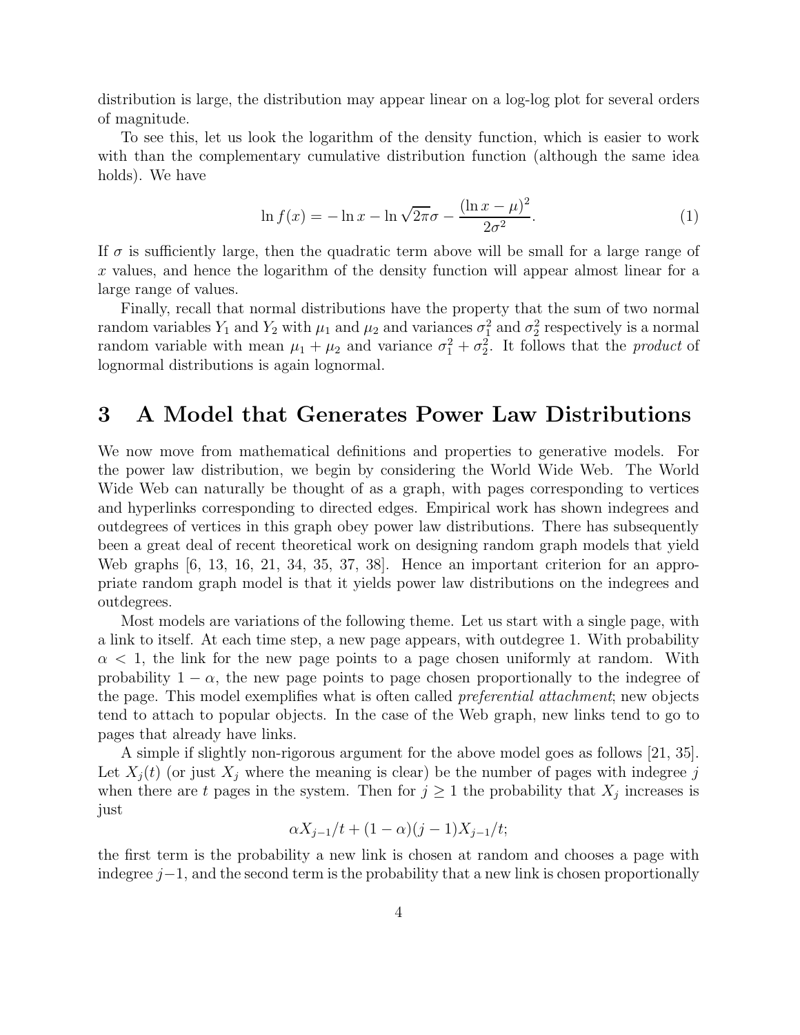distribution is large, the distribution may appear linear on a log-log plot for several orders of magnitude.

To see this, let us look the logarithm of the density function, which is easier to work with than the complementary cumulative distribution function (although the same idea holds). We have

$$\ln f(x) = -\ln x - \ln \sqrt{2\pi}\sigma - \frac{(\ln x - \mu)^2}{2\sigma^2}. \tag{1}$$

If $\sigma$ is sufficiently large, then the quadratic term above will be small for a large range of $x$ values, and hence the logarithm of the density function will appear almost linear for a large range of values.

Finally, recall that normal distributions have the property that the sum of two normal random variables $Y_1$ and $Y_2$ with $\mu_1$ and $\mu_2$ and variances $\sigma_1^2$ and $\sigma_2^2$ respectively is a normal random variable with mean $\mu_1 + \mu_2$ and variance $\sigma_1^2 + \sigma_2^2$. It follows that the *product* of lognormal distributions is again lognormal.

# 3 A Model that Generates Power Law Distributions

We now move from mathematical definitions and properties to generative models. For the power law distribution, we begin by considering the World Wide Web. The World Wide Web can naturally be thought of as a graph, with pages corresponding to vertices and hyperlinks corresponding to directed edges. Empirical work has shown indegrees and outdegrees of vertices in this graph obey power law distributions. There has subsequently been a great deal of recent theoretical work on designing random graph models that yield Web graphs [6, 13, 16, 21, 34, 35, 37, 38]. Hence an important criterion for an appropriate random graph model is that it yields power law distributions on the indegrees and outdegrees.

Most models are variations of the following theme. Let us start with a single page, with a link to itself. At each time step, a new page appears, with outdegree 1. With probability $\alpha < 1$, the link for the new page points to a page chosen uniformly at random. With probability $1 - \alpha$, the new page points to page chosen proportionally to the indegree of the page. This model exemplifies what is often called *preferential attachment*; new objects tend to attach to popular objects. In the case of the Web graph, new links tend to go to pages that already have links.

A simple if slightly non-rigorous argument for the above model goes as follows [21, 35]. Let $X_j(t)$ (or just $X_j$ where the meaning is clear) be the number of pages with indegree $j$ when there are $t$ pages in the system. Then for $j \geq 1$ the probability that $X_j$ increases is just

$$\alpha X_{j-1}/t + (1-\alpha)(j-1)X_{j-1}/t;$$

the first term is the probability a new link is chosen at random and chooses a page with indegree $j-1$, and the second term is the probability that a new link is chosen proportionally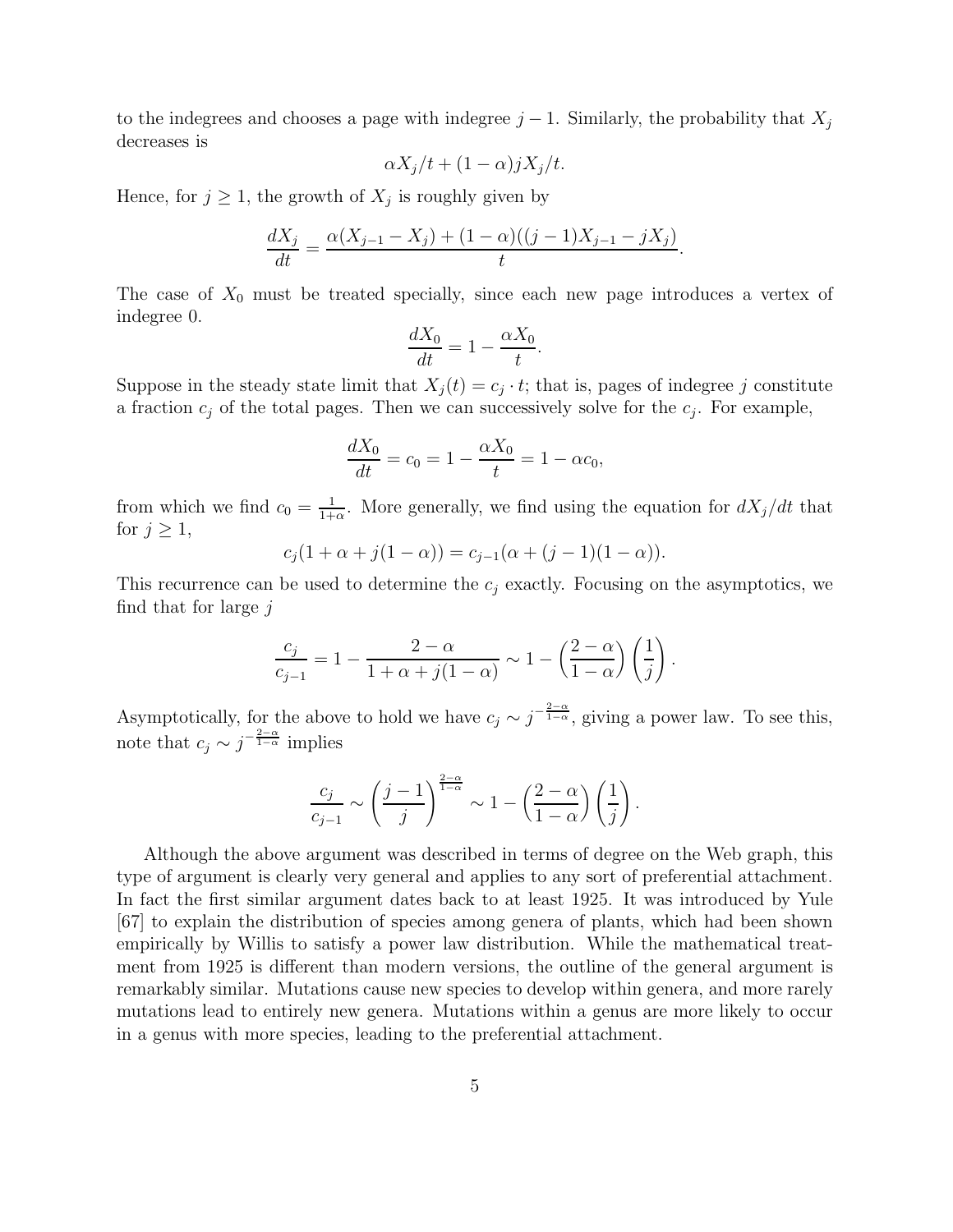to the indegrees and chooses a page with indegree $j-1$. Similarly, the probability that $X_j$ decreases is

$$\alpha X_j/t + (1-\alpha)jX_j/t.$$

Hence, for $j \geq 1$, the growth of $X_j$ is roughly given by

$$\frac{dX_j}{dt} = \frac{\alpha(X_{j-1} - X_j) + (1-\alpha)((j-1)X_{j-1} - jX_j)}{t}.$$

The case of $X_0$ must be treated specially, since each new page introduces a vertex of indegree 0.

$$\frac{dX_0}{dt} = 1 - \frac{\alpha X_0}{t}.$$

Suppose in the steady state limit that $X_j(t) = c_j \cdot t$; that is, pages of indegree $j$ constitute a fraction $c_j$ of the total pages. Then we can successively solve for the $c_j$. For example,

$$\frac{dX_0}{dt} = c_0 = 1 - \frac{\alpha X_0}{t} = 1 - \alpha c_0,$$

from which we find $c_0 = \frac{1}{1+\alpha}$. More generally, we find using the equation for $dX_j/dt$ that for $j \geq 1$,

$$c_j(1 + \alpha + j(1-\alpha)) = c_{j-1}(\alpha + (j-1)(1-\alpha)).$$

This recurrence can be used to determine the $c_j$ exactly. Focusing on the asymptotics, we find that for large $j$

$$\frac{c_j}{c_{j-1}} = 1 - \frac{2-\alpha}{1+\alpha+j(1-\alpha)} \sim 1 - \left(\frac{2-\alpha}{1-\alpha}\right)\left(\frac{1}{j}\right).$$

Asymptotically, for the above to hold we have $c_j \sim j^{-\frac{2-\alpha}{1-\alpha}}$, giving a power law. To see this, note that $c_j \sim j^{-\frac{2-\alpha}{1-\alpha}}$ implies

$$\frac{c_j}{c_{j-1}} \sim \left(\frac{j-1}{j}\right)^{\frac{2-\alpha}{1-\alpha}} \sim 1 - \left(\frac{2-\alpha}{1-\alpha}\right)\left(\frac{1}{j}\right).$$

Although the above argument was described in terms of degree on the Web graph, this type of argument is clearly very general and applies to any sort of preferential attachment. In fact the first similar argument dates back to at least 1925. It was introduced by Yule [67] to explain the distribution of species among genera of plants, which had been shown empirically by Willis to satisfy a power law distribution. While the mathematical treatment from 1925 is different than modern versions, the outline of the general argument is remarkably similar. Mutations cause new species to develop within genera, and more rarely mutations lead to entirely new genera. Mutations within a genus are more likely to occur in a genus with more species, leading to the preferential attachment.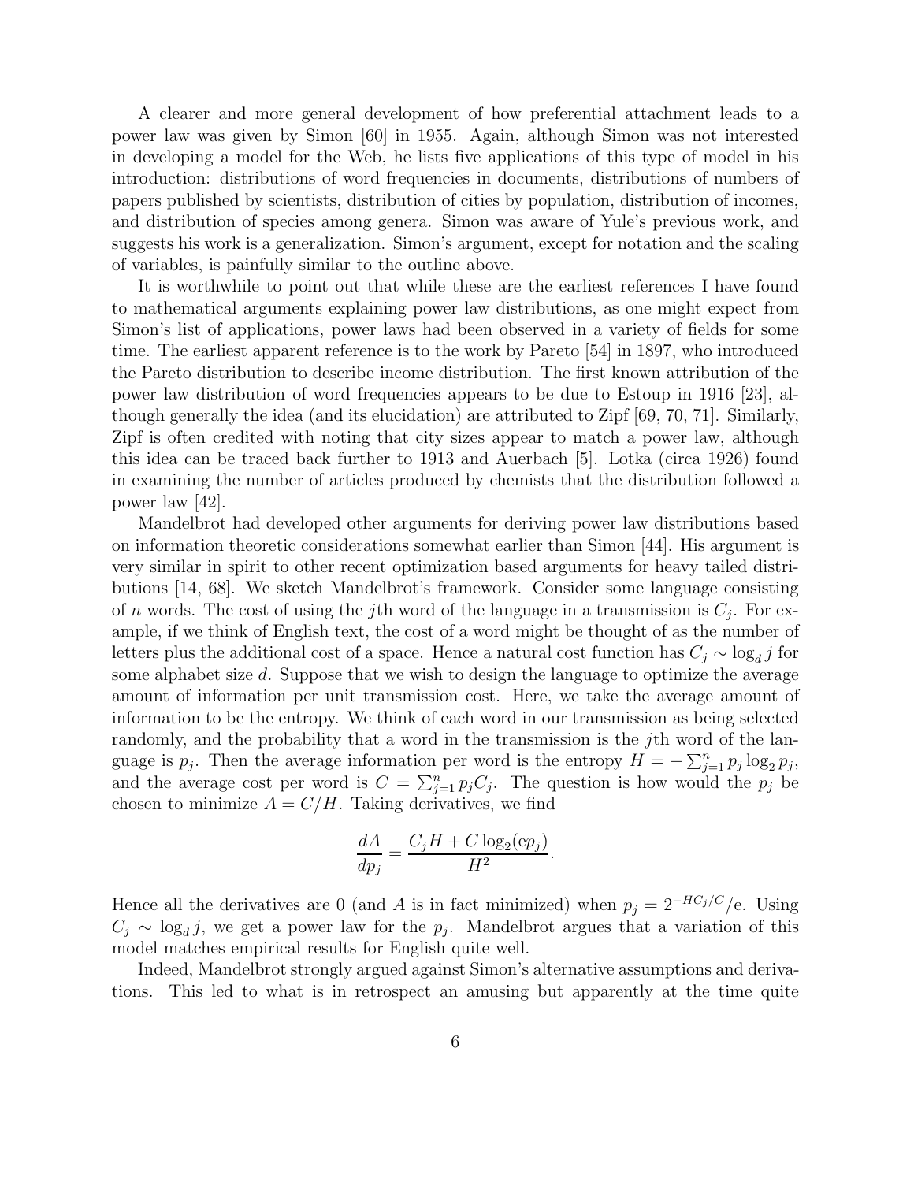A clearer and more general development of how preferential attachment leads to a power law was given by Simon [60] in 1955. Again, although Simon was not interested in developing a model for the Web, he lists five applications of this type of model in his introduction: distributions of word frequencies in documents, distributions of numbers of papers published by scientists, distribution of cities by population, distribution of incomes, and distribution of species among genera. Simon was aware of Yule's previous work, and suggests his work is a generalization. Simon's argument, except for notation and the scaling of variables, is painfully similar to the outline above.

It is worthwhile to point out that while these are the earliest references I have found to mathematical arguments explaining power law distributions, as one might expect from Simon's list of applications, power laws had been observed in a variety of fields for some time. The earliest apparent reference is to the work by Pareto [54] in 1897, who introduced the Pareto distribution to describe income distribution. The first known attribution of the power law distribution of word frequencies appears to be due to Estoup in 1916 [23], although generally the idea (and its elucidation) are attributed to Zipf [69, 70, 71]. Similarly, Zipf is often credited with noting that city sizes appear to match a power law, although this idea can be traced back further to 1913 and Auerbach [5]. Lotka (circa 1926) found in examining the number of articles produced by chemists that the distribution followed a power law [42].

Mandelbrot had developed other arguments for deriving power law distributions based on information theoretic considerations somewhat earlier than Simon [44]. His argument is very similar in spirit to other recent optimization based arguments for heavy tailed distributions [14, 68]. We sketch Mandelbrot's framework. Consider some language consisting of $n$ words. The cost of using the $j$th word of the language in a transmission is $C_j$. For example, if we think of English text, the cost of a word might be thought of as the number of letters plus the additional cost of a space. Hence a natural cost function has $C_j \sim \log_d j$ for some alphabet size $d$. Suppose that we wish to design the language to optimize the average amount of information per unit transmission cost. Here, we take the average amount of information to be the entropy. We think of each word in our transmission as being selected randomly, and the probability that a word in the transmission is the $j$th word of the language is $p_j$. Then the average information per word is the entropy $H = -\sum_{j=1}^{n} p_j \log_2 p_j$, and the average cost per word is $C = \sum_{j=1}^{n} p_j C_j$. The question is how would the $p_j$ be chosen to minimize $A = C/H$. Taking derivatives, we find

$$\frac{dA}{dp_j} = \frac{C_j H + C \log_2(\mathrm{e} p_j)}{H^2}.$$

Hence all the derivatives are 0 (and $A$ is in fact minimized) when $p_j = 2^{-HC_j/C}/\mathrm{e}$. Using $C_j \sim \log_d j$, we get a power law for the $p_j$. Mandelbrot argues that a variation of this model matches empirical results for English quite well.

Indeed, Mandelbrot strongly argued against Simon's alternative assumptions and derivations. This led to what is in retrospect an amusing but apparently at the time quite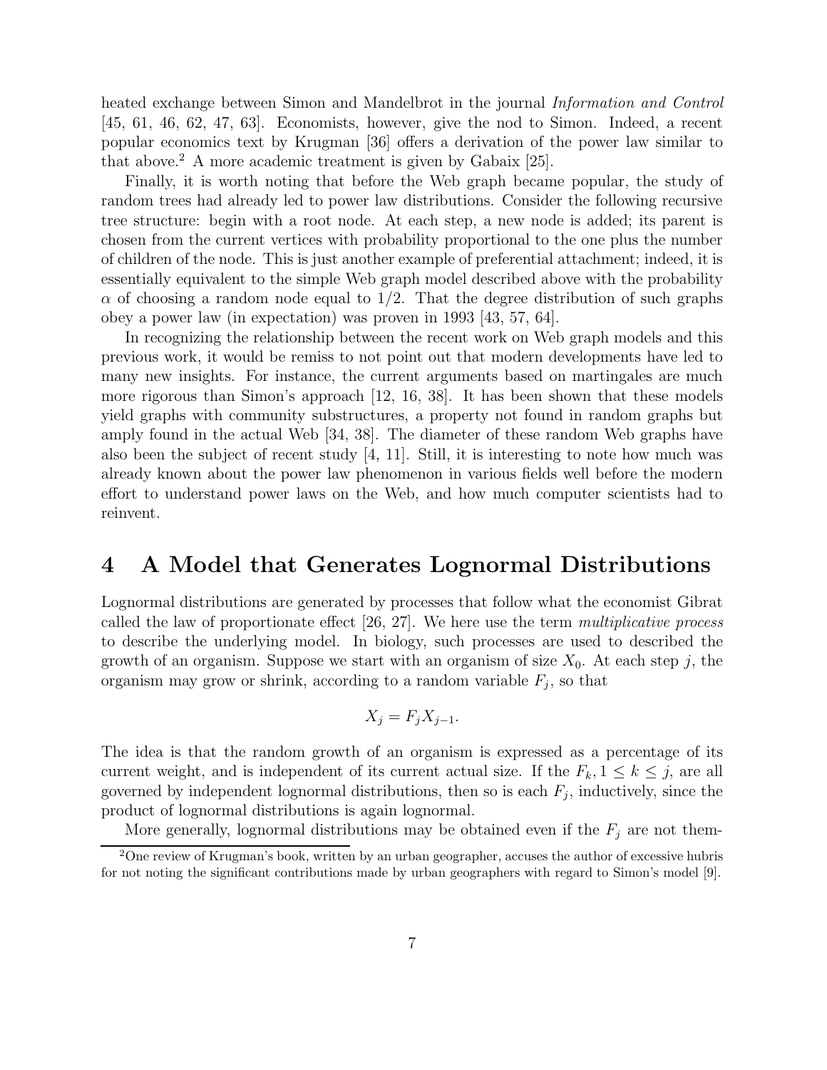heated exchange between Simon and Mandelbrot in the journal *Information and Control* [45, 61, 46, 62, 47, 63]. Economists, however, give the nod to Simon. Indeed, a recent popular economics text by Krugman [36] offers a derivation of the power law similar to that above.[2] A more academic treatment is given by Gabaix [25].

Finally, it is worth noting that before the Web graph became popular, the study of random trees had already led to power law distributions. Consider the following recursive tree structure: begin with a root node. At each step, a new node is added; its parent is chosen from the current vertices with probability proportional to the one plus the number of children of the node. This is just another example of preferential attachment; indeed, it is essentially equivalent to the simple Web graph model described above with the probability $\alpha$ of choosing a random node equal to $1/2$. That the degree distribution of such graphs obey a power law (in expectation) was proven in 1993 [43, 57, 64].

In recognizing the relationship between the recent work on Web graph models and this previous work, it would be remiss to not point out that modern developments have led to many new insights. For instance, the current arguments based on martingales are much more rigorous than Simon's approach [12, 16, 38]. It has been shown that these models yield graphs with community substructures, a property not found in random graphs but amply found in the actual Web [34, 38]. The diameter of these random Web graphs have also been the subject of recent study [4, 11]. Still, it is interesting to note how much was already known about the power law phenomenon in various fields well before the modern effort to understand power laws on the Web, and how much computer scientists had to reinvent.

# 4 A Model that Generates Lognormal Distributions

Lognormal distributions are generated by processes that follow what the economist Gibrat called the law of proportionate effect [26, 27]. We here use the term *multiplicative process* to describe the underlying model. In biology, such processes are used to described the growth of an organism. Suppose we start with an organism of size $X_0$. At each step $j$, the organism may grow or shrink, according to a random variable $F_j$, so that

$$X_j = F_j X_{j-1}.$$

The idea is that the random growth of an organism is expressed as a percentage of its current weight, and is independent of its current actual size. If the $F_k, 1 \leq k \leq j$, are all governed by independent lognormal distributions, then so is each $F_j$, inductively, since the product of lognormal distributions is again lognormal.

More generally, lognormal distributions may be obtained even if the $F_j$ are not them-

[2] One review of Krugman's book, written by an urban geographer, accuses the author of excessive hubris for not noting the significant contributions made by urban geographers with regard to Simon's model [9].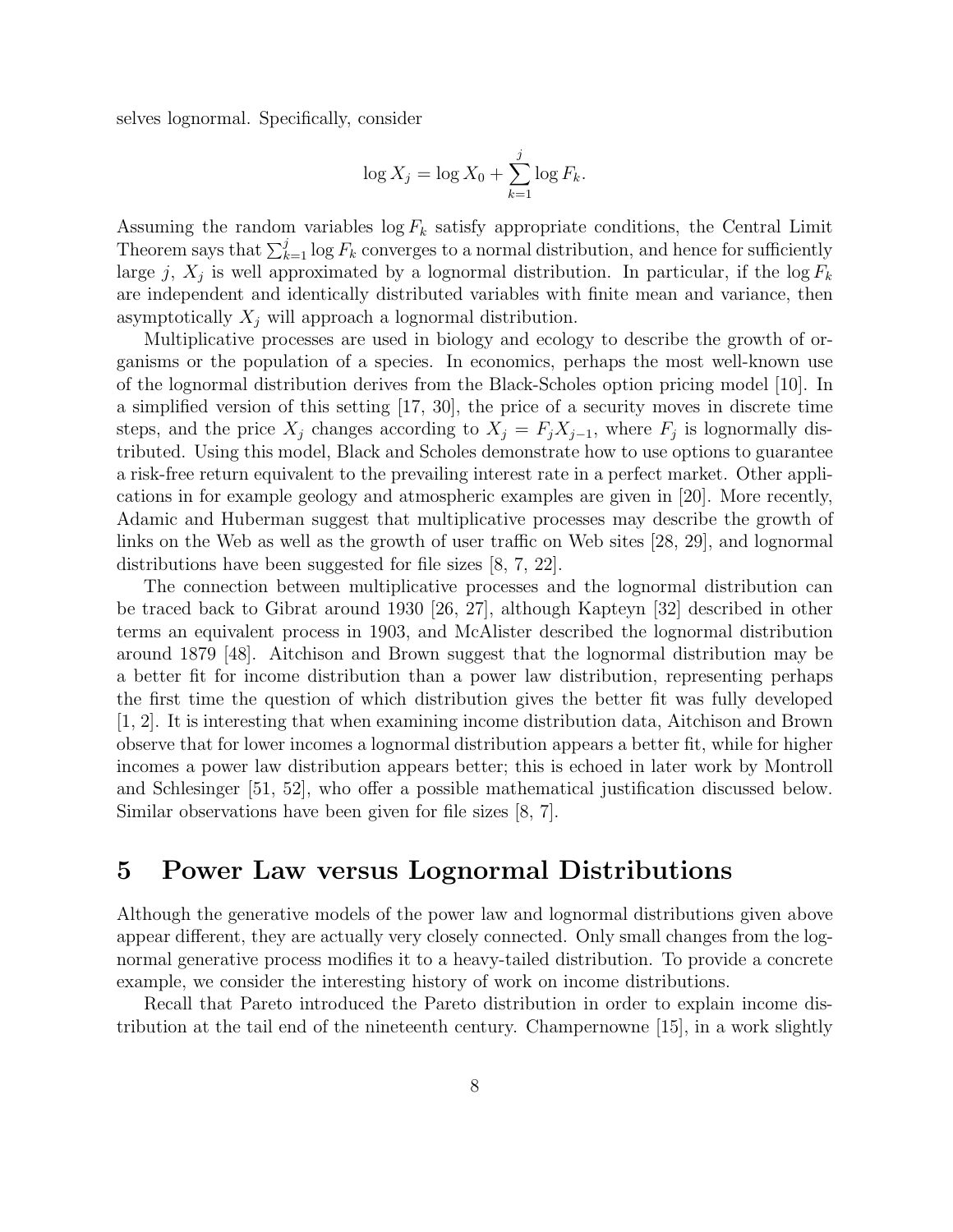selves lognormal. Specifically, consider

$$\log X_j = \log X_0 + \sum_{k=1}^{j} \log F_k.$$

Assuming the random variables $\log F_k$ satisfy appropriate conditions, the Central Limit Theorem says that $\sum_{k=1}^{j} \log F_k$ converges to a normal distribution, and hence for sufficiently large $j$, $X_j$ is well approximated by a lognormal distribution. In particular, if the $\log F_k$ are independent and identically distributed variables with finite mean and variance, then asymptotically $X_j$ will approach a lognormal distribution.

Multiplicative processes are used in biology and ecology to describe the growth of organisms or the population of a species. In economics, perhaps the most well-known use of the lognormal distribution derives from the Black-Scholes option pricing model [10]. In a simplified version of this setting [17, 30], the price of a security moves in discrete time steps, and the price $X_j$ changes according to $X_j = F_j X_{j-1}$, where $F_j$ is lognormally distributed. Using this model, Black and Scholes demonstrate how to use options to guarantee a risk-free return equivalent to the prevailing interest rate in a perfect market. Other applications in for example geology and atmospheric examples are given in [20]. More recently, Adamic and Huberman suggest that multiplicative processes may describe the growth of links on the Web as well as the growth of user traffic on Web sites [28, 29], and lognormal distributions have been suggested for file sizes [8, 7, 22].

The connection between multiplicative processes and the lognormal distribution can be traced back to Gibrat around 1930 [26, 27], although Kapteyn [32] described in other terms an equivalent process in 1903, and McAlister described the lognormal distribution around 1879 [48]. Aitchison and Brown suggest that the lognormal distribution may be a better fit for income distribution than a power law distribution, representing perhaps the first time the question of which distribution gives the better fit was fully developed [1, 2]. It is interesting that when examining income distribution data, Aitchison and Brown observe that for lower incomes a lognormal distribution appears a better fit, while for higher incomes a power law distribution appears better; this is echoed in later work by Montroll and Schlesinger [51, 52], who offer a possible mathematical justification discussed below. Similar observations have been given for file sizes [8, 7].

# 5 Power Law versus Lognormal Distributions

Although the generative models of the power law and lognormal distributions given above appear different, they are actually very closely connected. Only small changes from the lognormal generative process modifies it to a heavy-tailed distribution. To provide a concrete example, we consider the interesting history of work on income distributions.

Recall that Pareto introduced the Pareto distribution in order to explain income distribution at the tail end of the nineteenth century. Champernowne [15], in a work slightly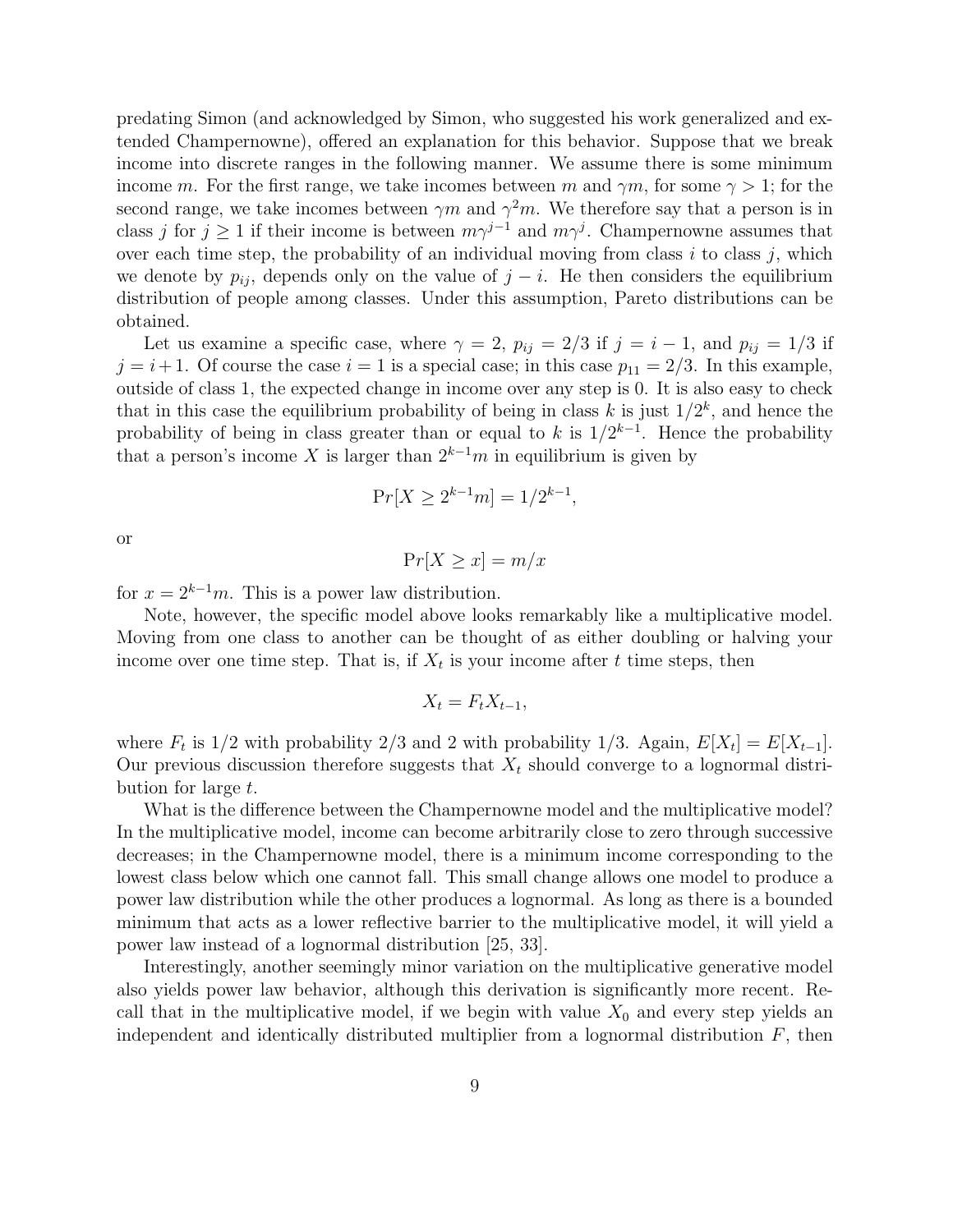predating Simon (and acknowledged by Simon, who suggested his work generalized and extended Champernowne), offered an explanation for this behavior. Suppose that we break income into discrete ranges in the following manner. We assume there is some minimum income $m$. For the first range, we take incomes between $m$ and $\gamma m$, for some $\gamma > 1$; for the second range, we take incomes between $\gamma m$ and $\gamma^2 m$. We therefore say that a person is in class $j$ for $j \geq 1$ if their income is between $m\gamma^{j-1}$ and $m\gamma^j$. Champernowne assumes that over each time step, the probability of an individual moving from class $i$ to class $j$, which we denote by $p_{ij}$, depends only on the value of $j - i$. He then considers the equilibrium distribution of people among classes. Under this assumption, Pareto distributions can be obtained.

Let us examine a specific case, where $\gamma = 2$, $p_{ij} = 2/3$ if $j = i - 1$, and $p_{ij} = 1/3$ if $j = i+1$. Of course the case $i = 1$ is a special case; in this case $p_{11} = 2/3$. In this example, outside of class 1, the expected change in income over any step is 0. It is also easy to check that in this case the equilibrium probability of being in class $k$ is just $1/2^k$, and hence the probability of being in class greater than or equal to $k$ is $1/2^{k-1}$. Hence the probability that a person's income $X$ is larger than $2^{k-1}m$ in equilibrium is given by

$$\Pr[X \geq 2^{k-1}m] = 1/2^{k-1},$$

or

$$\Pr[X \geq x] = m/x$$

for $x = 2^{k-1}m$. This is a power law distribution.

Note, however, the specific model above looks remarkably like a multiplicative model. Moving from one class to another can be thought of as either doubling or halving your income over one time step. That is, if $X_t$ is your income after $t$ time steps, then

$$X_t = F_t X_{t-1},$$

where $F_t$ is $1/2$ with probability $2/3$ and 2 with probability $1/3$. Again, $E[X_t] = E[X_{t-1}]$. Our previous discussion therefore suggests that $X_t$ should converge to a lognormal distribution for large $t$.

What is the difference between the Champernowne model and the multiplicative model? In the multiplicative model, income can become arbitrarily close to zero through successive decreases; in the Champernowne model, there is a minimum income corresponding to the lowest class below which one cannot fall. This small change allows one model to produce a power law distribution while the other produces a lognormal. As long as there is a bounded minimum that acts as a lower reflective barrier to the multiplicative model, it will yield a power law instead of a lognormal distribution [25, 33].

Interestingly, another seemingly minor variation on the multiplicative generative model also yields power law behavior, although this derivation is significantly more recent. Recall that in the multiplicative model, if we begin with value $X_0$ and every step yields an independent and identically distributed multiplier from a lognormal distribution $F$, then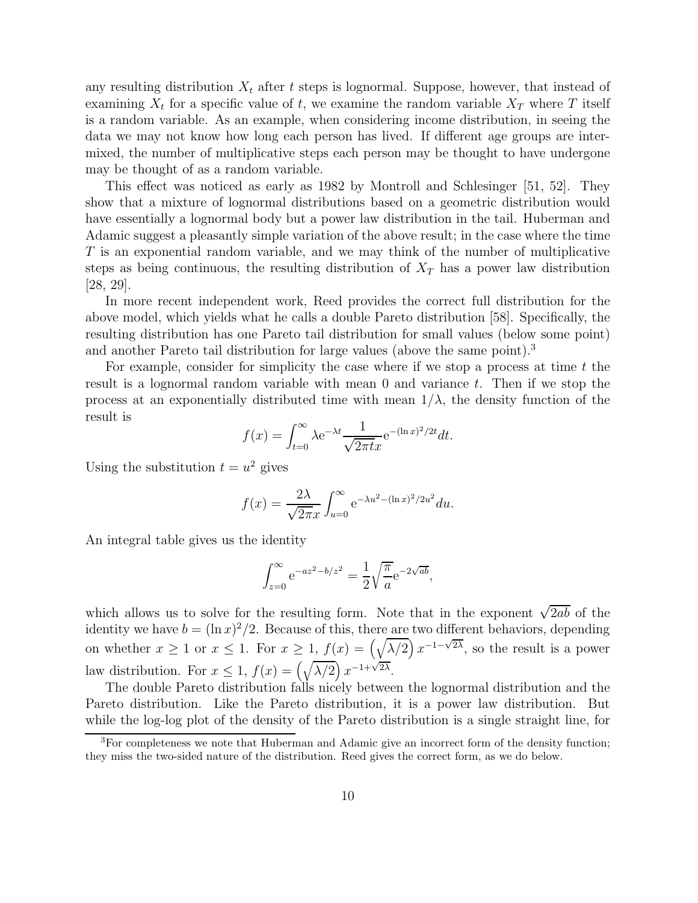any resulting distribution $X_t$ after $t$ steps is lognormal. Suppose, however, that instead of examining $X_t$ for a specific value of $t$, we examine the random variable $X_T$ where $T$ itself is a random variable. As an example, when considering income distribution, in seeing the data we may not know how long each person has lived. If different age groups are intermixed, the number of multiplicative steps each person may be thought to have undergone may be thought of as a random variable.

This effect was noticed as early as 1982 by Montroll and Schlesinger [51, 52]. They show that a mixture of lognormal distributions based on a geometric distribution would have essentially a lognormal body but a power law distribution in the tail. Huberman and Adamic suggest a pleasantly simple variation of the above result; in the case where the time $T$ is an exponential random variable, and we may think of the number of multiplicative steps as being continuous, the resulting distribution of $X_T$ has a power law distribution [28, 29].

In more recent independent work, Reed provides the correct full distribution for the above model, which yields what he calls a double Pareto distribution [58]. Specifically, the resulting distribution has one Pareto tail distribution for small values (below some point) and another Pareto tail distribution for large values (above the same point).[3]

For example, consider for simplicity the case where if we stop a process at time $t$ the result is a lognormal random variable with mean 0 and variance $t$. Then if we stop the process at an exponentially distributed time with mean $1/\lambda$, the density function of the result is

$$f(x) = \int_{t=0}^{\infty} \lambda \mathrm{e}^{-\lambda t} \frac{1}{\sqrt{2\pi t} x} \mathrm{e}^{-(\ln x)^2/2t} dt.$$

Using the substitution $t = u^2$ gives

$$f(x) = \frac{2\lambda}{\sqrt{2\pi} x} \int_{u=0}^{\infty} \mathrm{e}^{-\lambda u^2 - (\ln x)^2/2u^2} du.$$

An integral table gives us the identity

$$\int_{z=0}^{\infty} \mathrm{e}^{-az^2 - b/z^2} = \frac{1}{2}\sqrt{\frac{\pi}{a}} \mathrm{e}^{-2\sqrt{ab}},$$

which allows us to solve for the resulting form. Note that in the exponent $\sqrt{2ab}$ of the identity we have $b = (\ln x)^2/2$. Because of this, there are two different behaviors, depending on whether $x \geq 1$ or $x \leq 1$. For $x \geq 1$, $f(x) = \left(\sqrt{\lambda/2}\right) x^{-1-\sqrt{2\lambda}}$, so the result is a power law distribution. For $x \leq 1$, $f(x) = \left(\sqrt{\lambda/2}\right) x^{-1+\sqrt{2\lambda}}$.

The double Pareto distribution falls nicely between the lognormal distribution and the Pareto distribution. Like the Pareto distribution, it is a power law distribution. But while the log-log plot of the density of the Pareto distribution is a single straight line, for

[3] For completeness we note that Huberman and Adamic give an incorrect form of the density function; they miss the two-sided nature of the distribution. Reed gives the correct form, as we do below.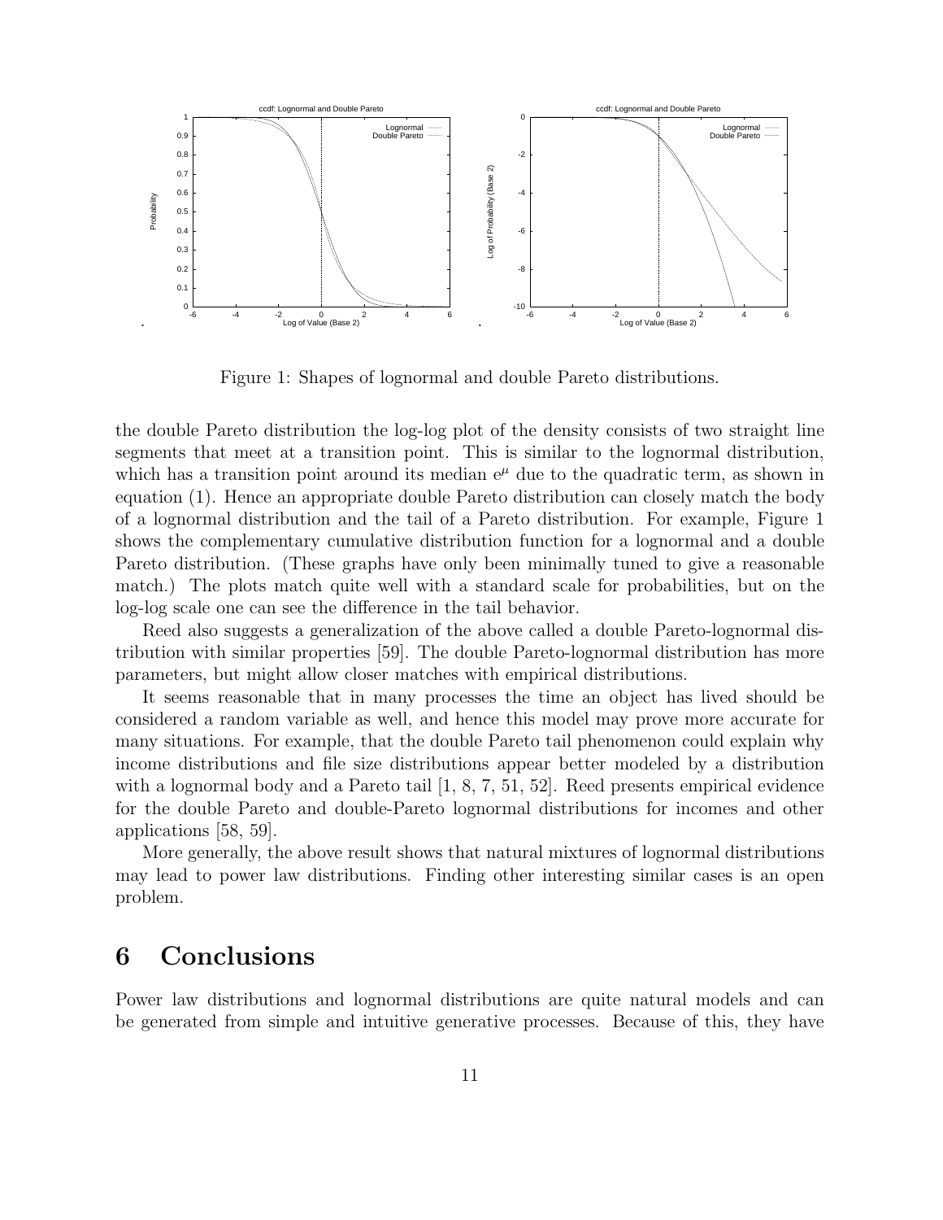Figure 1: Shapes of lognormal and double Pareto distributions.

the double Pareto distribution the log-log plot of the density consists of two straight line segments that meet at a transition point. This is similar to the lognormal distribution, which has a transition point around its median $e^{\mu}$ due to the quadratic term, as shown in equation (1). Hence an appropriate double Pareto distribution can closely match the body of a lognormal distribution and the tail of a Pareto distribution. For example, Figure 1 shows the complementary cumulative distribution function for a lognormal and a double Pareto distribution. (These graphs have only been minimally tuned to give a reasonable match.) The plots match quite well with a standard scale for probabilities, but on the log-log scale one can see the difference in the tail behavior.

Reed also suggests a generalization of the above called a double Pareto-lognormal distribution with similar properties [59]. The double Pareto-lognormal distribution has more parameters, but might allow closer matches with empirical distributions.

It seems reasonable that in many processes the time an object has lived should be considered a random variable as well, and hence this model may prove more accurate for many situations. For example, that the double Pareto tail phenomenon could explain why income distributions and file size distributions appear better modeled by a distribution with a lognormal body and a Pareto tail [1, 8, 7, 51, 52]. Reed presents empirical evidence for the double Pareto and double-Pareto lognormal distributions for incomes and other applications [58, 59].

More generally, the above result shows that natural mixtures of lognormal distributions may lead to power law distributions. Finding other interesting similar cases is an open problem.

# 6 Conclusions

Power law distributions and lognormal distributions are quite natural models and can be generated from simple and intuitive generative processes. Because of this, they have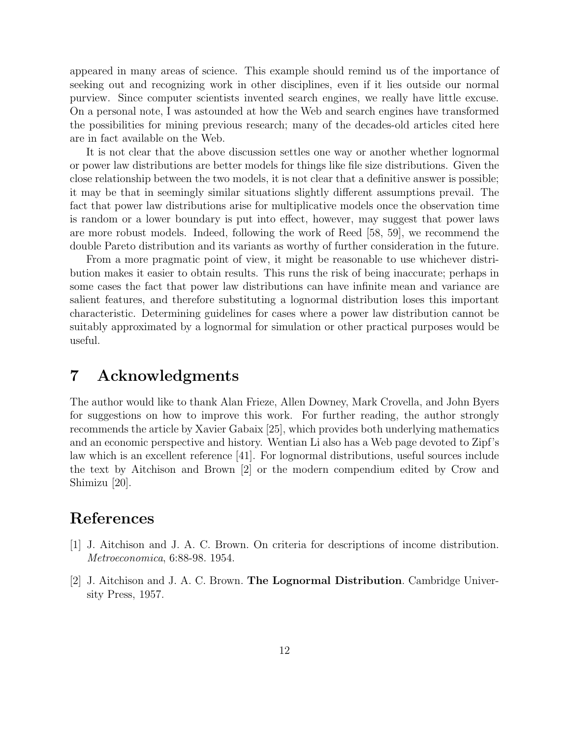appeared in many areas of science. This example should remind us of the importance of seeking out and recognizing work in other disciplines, even if it lies outside our normal purview. Since computer scientists invented search engines, we really have little excuse. On a personal note, I was astounded at how the Web and search engines have transformed the possibilities for mining previous research; many of the decades-old articles cited here are in fact available on the Web.

It is not clear that the above discussion settles one way or another whether lognormal or power law distributions are better models for things like file size distributions. Given the close relationship between the two models, it is not clear that a definitive answer is possible; it may be that in seemingly similar situations slightly different assumptions prevail. The fact that power law distributions arise for multiplicative models once the observation time is random or a lower boundary is put into effect, however, may suggest that power laws are more robust models. Indeed, following the work of Reed [58, 59], we recommend the double Pareto distribution and its variants as worthy of further consideration in the future.

From a more pragmatic point of view, it might be reasonable to use whichever distribution makes it easier to obtain results. This runs the risk of being inaccurate; perhaps in some cases the fact that power law distributions can have infinite mean and variance are salient features, and therefore substituting a lognormal distribution loses this important characteristic. Determining guidelines for cases where a power law distribution cannot be suitably approximated by a lognormal for simulation or other practical purposes would be useful.

# 7 Acknowledgments

The author would like to thank Alan Frieze, Allen Downey, Mark Crovella, and John Byers for suggestions on how to improve this work. For further reading, the author strongly recommends the article by Xavier Gabaix [25], which provides both underlying mathematics and an economic perspective and history. Wentian Li also has a Web page devoted to Zipf's law which is an excellent reference [41]. For lognormal distributions, useful sources include the text by Aitchison and Brown [2] or the modern compendium edited by Crow and Shimizu [20].

# References

[1] J. Aitchison and J. A. C. Brown. On criteria for descriptions of income distribution. *Metroeconomica*, 6:88-98. 1954.

[2] J. Aitchison and J. A. C. Brown. **The Lognormal Distribution**. Cambridge University Press, 1957.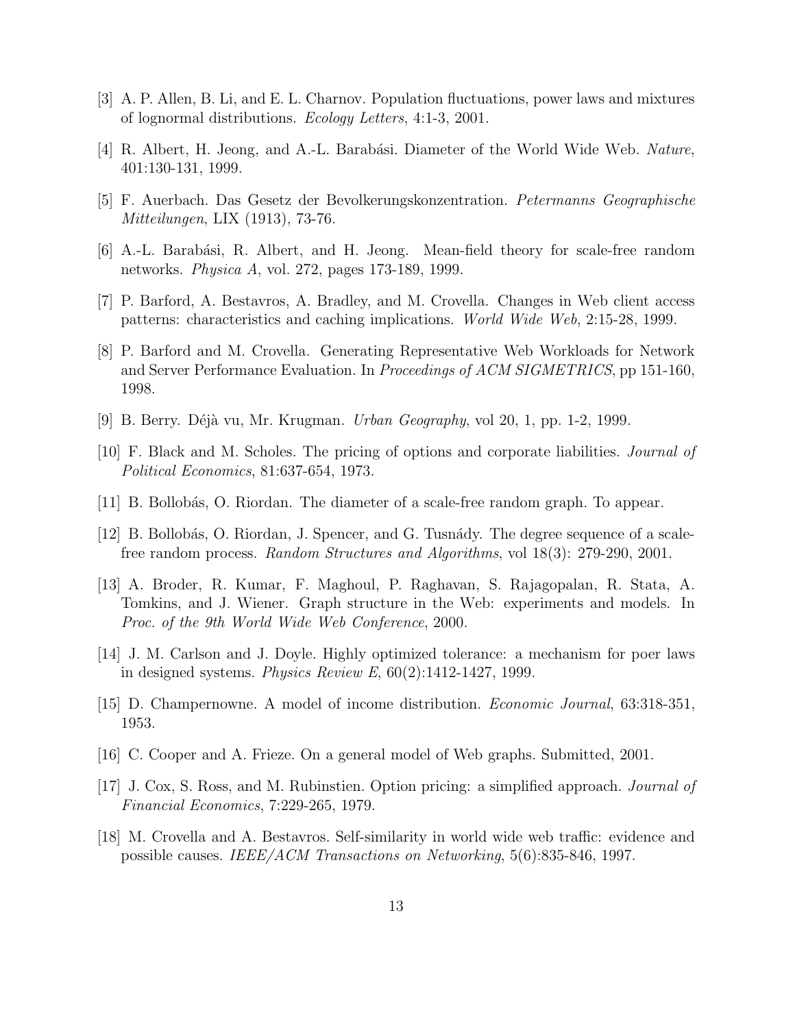[3] A. P. Allen, B. Li, and E. L. Charnov. Population fluctuations, power laws and mixtures of lognormal distributions. *Ecology Letters*, 4:1-3, 2001.

[4] R. Albert, H. Jeong, and A.-L. Barabási. Diameter of the World Wide Web. *Nature*, 401:130-131, 1999.

[5] F. Auerbach. Das Gesetz der Bevolkerungskonzentration. *Petermanns Geographische Mitteilungen*, LIX (1913), 73-76.

[6] A.-L. Barabási, R. Albert, and H. Jeong. Mean-field theory for scale-free random networks. *Physica A*, vol. 272, pages 173-189, 1999.

[7] P. Barford, A. Bestavros, A. Bradley, and M. Crovella. Changes in Web client access patterns: characteristics and caching implications. *World Wide Web*, 2:15-28, 1999.

[8] P. Barford and M. Crovella. Generating Representative Web Workloads for Network and Server Performance Evaluation. In *Proceedings of ACM SIGMETRICS*, pp 151-160, 1998.

[9] B. Berry. Déjà vu, Mr. Krugman. *Urban Geography*, vol 20, 1, pp. 1-2, 1999.

[10] F. Black and M. Scholes. The pricing of options and corporate liabilities. *Journal of Political Economics*, 81:637-654, 1973.

[11] B. Bollobás, O. Riordan. The diameter of a scale-free random graph. To appear.

[12] B. Bollobás, O. Riordan, J. Spencer, and G. Tusnády. The degree sequence of a scale-free random process. *Random Structures and Algorithms*, vol 18(3): 279-290, 2001.

[13] A. Broder, R. Kumar, F. Maghoul, P. Raghavan, S. Rajagopalan, R. Stata, A. Tomkins, and J. Wiener. Graph structure in the Web: experiments and models. In *Proc. of the 9th World Wide Web Conference*, 2000.

[14] J. M. Carlson and J. Doyle. Highly optimized tolerance: a mechanism for poer laws in designed systems. *Physics Review E*, 60(2):1412-1427, 1999.

[15] D. Champernowne. A model of income distribution. *Economic Journal*, 63:318-351, 1953.

[16] C. Cooper and A. Frieze. On a general model of Web graphs. Submitted, 2001.

[17] J. Cox, S. Ross, and M. Rubinstien. Option pricing: a simplified approach. *Journal of Financial Economics*, 7:229-265, 1979.

[18] M. Crovella and A. Bestavros. Self-similarity in world wide web traffic: evidence and possible causes. *IEEE/ACM Transactions on Networking*, 5(6):835-846, 1997.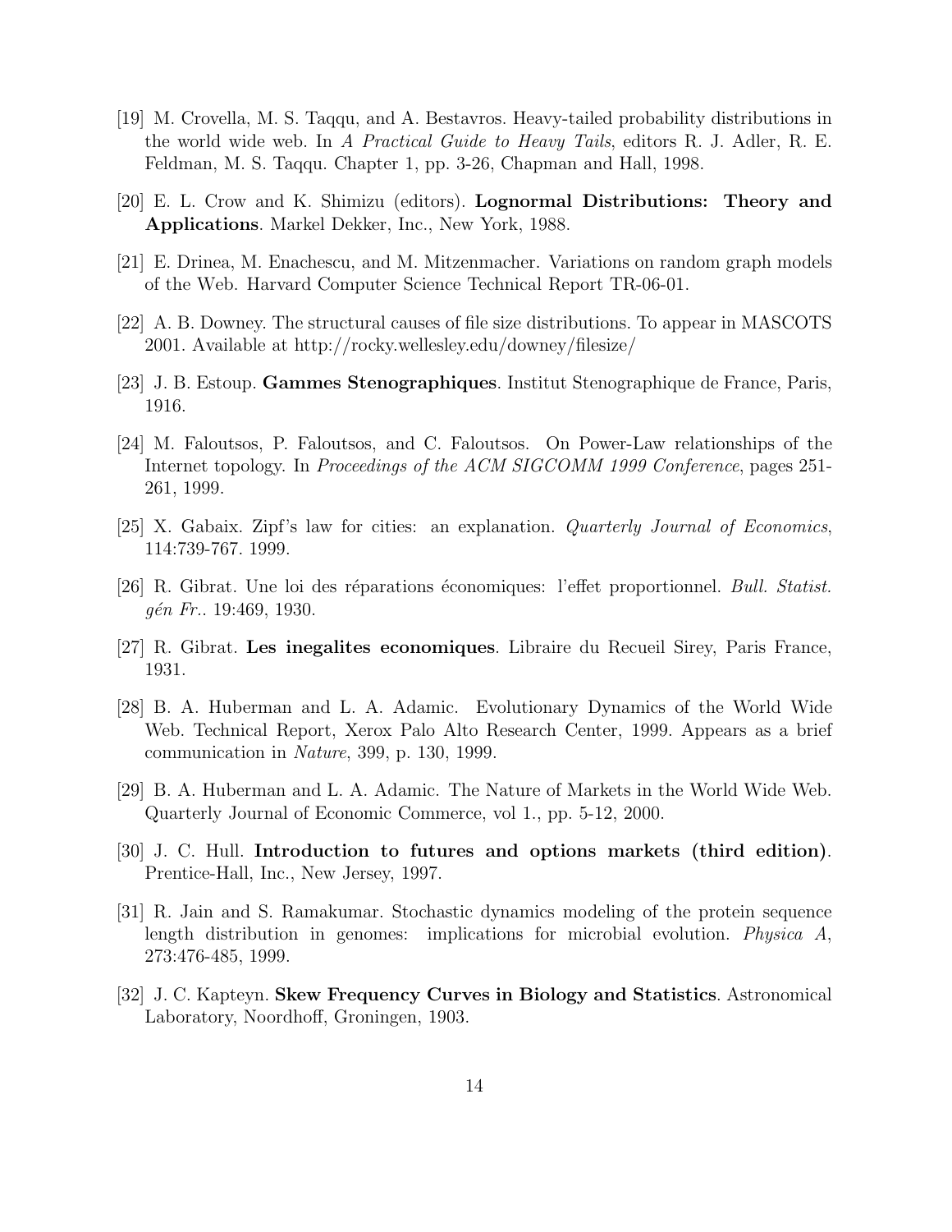[19] M. Crovella, M. S. Taqqu, and A. Bestavros. Heavy-tailed probability distributions in the world wide web. In *A Practical Guide to Heavy Tails*, editors R. J. Adler, R. E. Feldman, M. S. Taqqu. Chapter 1, pp. 3-26, Chapman and Hall, 1998.

[20] E. L. Crow and K. Shimizu (editors). **Lognormal Distributions: Theory and Applications**. Markel Dekker, Inc., New York, 1988.

[21] E. Drinea, M. Enachescu, and M. Mitzenmacher. Variations on random graph models of the Web. Harvard Computer Science Technical Report TR-06-01.

[22] A. B. Downey. The structural causes of file size distributions. To appear in MASCOTS 2001. Available at http://rocky.wellesley.edu/downey/filesize/

[23] J. B. Estoup. **Gammes Stenographiques**. Institut Stenographique de France, Paris, 1916.

[24] M. Faloutsos, P. Faloutsos, and C. Faloutsos. On Power-Law relationships of the Internet topology. In *Proceedings of the ACM SIGCOMM 1999 Conference*, pages 251-261, 1999.

[25] X. Gabaix. Zipf's law for cities: an explanation. *Quarterly Journal of Economics*, 114:739-767. 1999.

[26] R. Gibrat. Une loi des réparations économiques: l'effet proportionnel. *Bull. Statist. gén Fr.*. 19:469, 1930.

[27] R. Gibrat. **Les inegalites economiques**. Libraire du Recueil Sirey, Paris France, 1931.

[28] B. A. Huberman and L. A. Adamic. Evolutionary Dynamics of the World Wide Web. Technical Report, Xerox Palo Alto Research Center, 1999. Appears as a brief communication in *Nature*, 399, p. 130, 1999.

[29] B. A. Huberman and L. A. Adamic. The Nature of Markets in the World Wide Web. Quarterly Journal of Economic Commerce, vol 1., pp. 5-12, 2000.

[30] J. C. Hull. **Introduction to futures and options markets (third edition)**. Prentice-Hall, Inc., New Jersey, 1997.

[31] R. Jain and S. Ramakumar. Stochastic dynamics modeling of the protein sequence length distribution in genomes: implications for microbial evolution. *Physica A*, 273:476-485, 1999.

[32] J. C. Kapteyn. **Skew Frequency Curves in Biology and Statistics**. Astronomical Laboratory, Noordhoff, Groningen, 1903.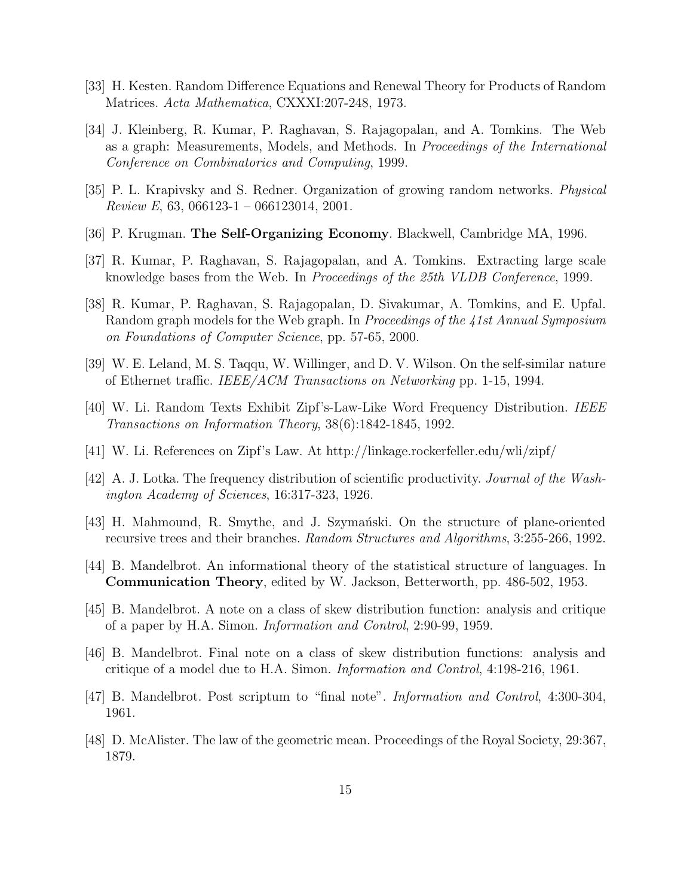[33] H. Kesten. Random Difference Equations and Renewal Theory for Products of Random Matrices. *Acta Mathematica*, CXXXI:207-248, 1973.

[34] J. Kleinberg, R. Kumar, P. Raghavan, S. Rajagopalan, and A. Tomkins. The Web as a graph: Measurements, Models, and Methods. In *Proceedings of the International Conference on Combinatorics and Computing*, 1999.

[35] P. L. Krapivsky and S. Redner. Organization of growing random networks. *Physical Review E*, 63, 066123-1 – 066123014, 2001.

[36] P. Krugman. **The Self-Organizing Economy**. Blackwell, Cambridge MA, 1996.

[37] R. Kumar, P. Raghavan, S. Rajagopalan, and A. Tomkins. Extracting large scale knowledge bases from the Web. In *Proceedings of the 25th VLDB Conference*, 1999.

[38] R. Kumar, P. Raghavan, S. Rajagopalan, D. Sivakumar, A. Tomkins, and E. Upfal. Random graph models for the Web graph. In *Proceedings of the 41st Annual Symposium on Foundations of Computer Science*, pp. 57-65, 2000.

[39] W. E. Leland, M. S. Taqqu, W. Willinger, and D. V. Wilson. On the self-similar nature of Ethernet traffic. *IEEE/ACM Transactions on Networking* pp. 1-15, 1994.

[40] W. Li. Random Texts Exhibit Zipf's-Law-Like Word Frequency Distribution. *IEEE Transactions on Information Theory*, 38(6):1842-1845, 1992.

[41] W. Li. References on Zipf's Law. At http://linkage.rockerfeller.edu/wli/zipf/

[42] A. J. Lotka. The frequency distribution of scientific productivity. *Journal of the Washington Academy of Sciences*, 16:317-323, 1926.

[43] H. Mahmound, R. Smythe, and J. Szymański. On the structure of plane-oriented recursive trees and their branches. *Random Structures and Algorithms*, 3:255-266, 1992.

[44] B. Mandelbrot. An informational theory of the statistical structure of languages. In **Communication Theory**, edited by W. Jackson, Betterworth, pp. 486-502, 1953.

[45] B. Mandelbrot. A note on a class of skew distribution function: analysis and critique of a paper by H.A. Simon. *Information and Control*, 2:90-99, 1959.

[46] B. Mandelbrot. Final note on a class of skew distribution functions: analysis and critique of a model due to H.A. Simon. *Information and Control*, 4:198-216, 1961.

[47] B. Mandelbrot. Post scriptum to "final note". *Information and Control*, 4:300-304, 1961.

[48] D. McAlister. The law of the geometric mean. Proceedings of the Royal Society, 29:367, 1879.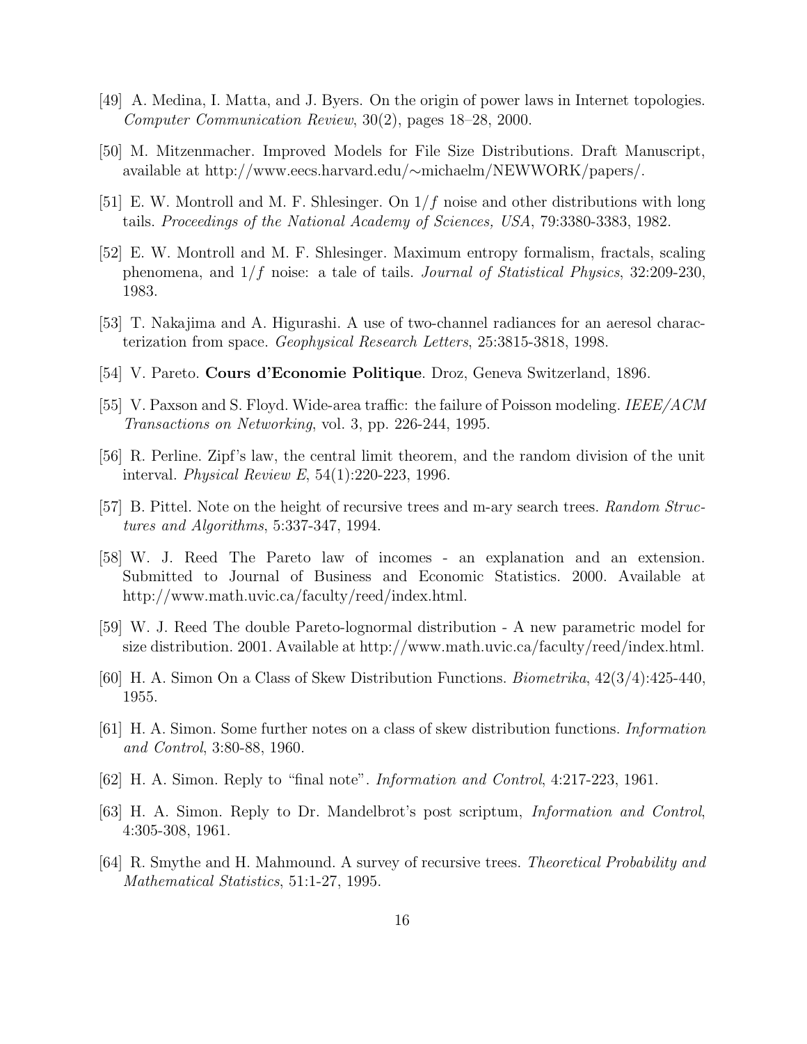[49] A. Medina, I. Matta, and J. Byers. On the origin of power laws in Internet topologies. *Computer Communication Review*, 30(2), pages 18–28, 2000.

[50] M. Mitzenmacher. Improved Models for File Size Distributions. Draft Manuscript, available at http://www.eecs.harvard.edu/∼michaelm/NEWWORK/papers/.

[51] E. W. Montroll and M. F. Shlesinger. On $1/f$ noise and other distributions with long tails. *Proceedings of the National Academy of Sciences, USA*, 79:3380-3383, 1982.

[52] E. W. Montroll and M. F. Shlesinger. Maximum entropy formalism, fractals, scaling phenomena, and $1/f$ noise: a tale of tails. *Journal of Statistical Physics*, 32:209-230, 1983.

[53] T. Nakajima and A. Higurashi. A use of two-channel radiances for an aeresol characterization from space. *Geophysical Research Letters*, 25:3815-3818, 1998.

[54] V. Pareto. **Cours d'Economie Politique**. Droz, Geneva Switzerland, 1896.

[55] V. Paxson and S. Floyd. Wide-area traffic: the failure of Poisson modeling. *IEEE/ACM Transactions on Networking*, vol. 3, pp. 226-244, 1995.

[56] R. Perline. Zipf's law, the central limit theorem, and the random division of the unit interval. *Physical Review E*, 54(1):220-223, 1996.

[57] B. Pittel. Note on the height of recursive trees and m-ary search trees. *Random Structures and Algorithms*, 5:337-347, 1994.

[58] W. J. Reed The Pareto law of incomes - an explanation and an extension. Submitted to Journal of Business and Economic Statistics. 2000. Available at http://www.math.uvic.ca/faculty/reed/index.html.

[59] W. J. Reed The double Pareto-lognormal distribution - A new parametric model for size distribution. 2001. Available at http://www.math.uvic.ca/faculty/reed/index.html.

[60] H. A. Simon On a Class of Skew Distribution Functions. *Biometrika*, 42(3/4):425-440, 1955.

[61] H. A. Simon. Some further notes on a class of skew distribution functions. *Information and Control*, 3:80-88, 1960.

[62] H. A. Simon. Reply to "final note". *Information and Control*, 4:217-223, 1961.

[63] H. A. Simon. Reply to Dr. Mandelbrot's post scriptum, *Information and Control*, 4:305-308, 1961.

[64] R. Smythe and H. Mahmound. A survey of recursive trees. *Theoretical Probability and Mathematical Statistics*, 51:1-27, 1995.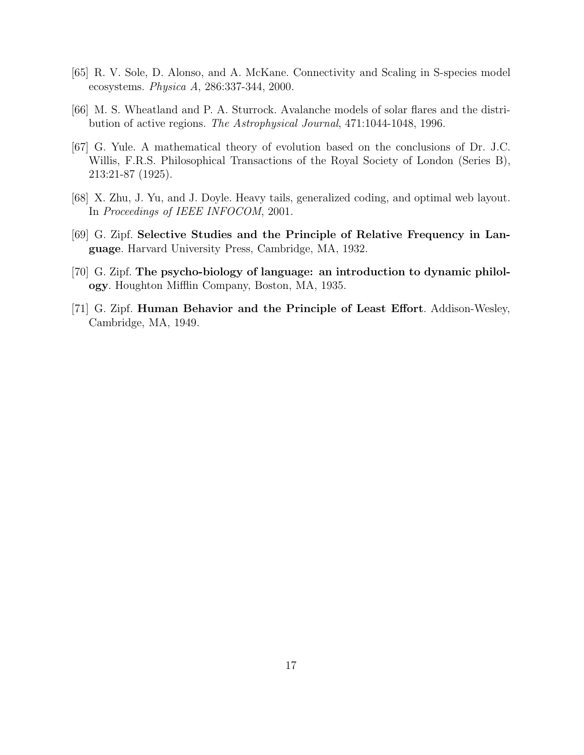[65] R. V. Sole, D. Alonso, and A. McKane. Connectivity and Scaling in S-species model ecosystems. *Physica A*, 286:337-344, 2000.

[66] M. S. Wheatland and P. A. Sturrock. Avalanche models of solar flares and the distribution of active regions. *The Astrophysical Journal*, 471:1044-1048, 1996.

[67] G. Yule. A mathematical theory of evolution based on the conclusions of Dr. J.C. Willis, F.R.S. Philosophical Transactions of the Royal Society of London (Series B), 213:21-87 (1925).

[68] X. Zhu, J. Yu, and J. Doyle. Heavy tails, generalized coding, and optimal web layout. In *Proceedings of IEEE INFOCOM*, 2001.

[69] G. Zipf. **Selective Studies and the Principle of Relative Frequency in Language**. Harvard University Press, Cambridge, MA, 1932.

[70] G. Zipf. **The psycho-biology of language: an introduction to dynamic philology**. Houghton Mifflin Company, Boston, MA, 1935.

[71] G. Zipf. **Human Behavior and the Principle of Least Effort**. Addison-Wesley, Cambridge, MA, 1949.